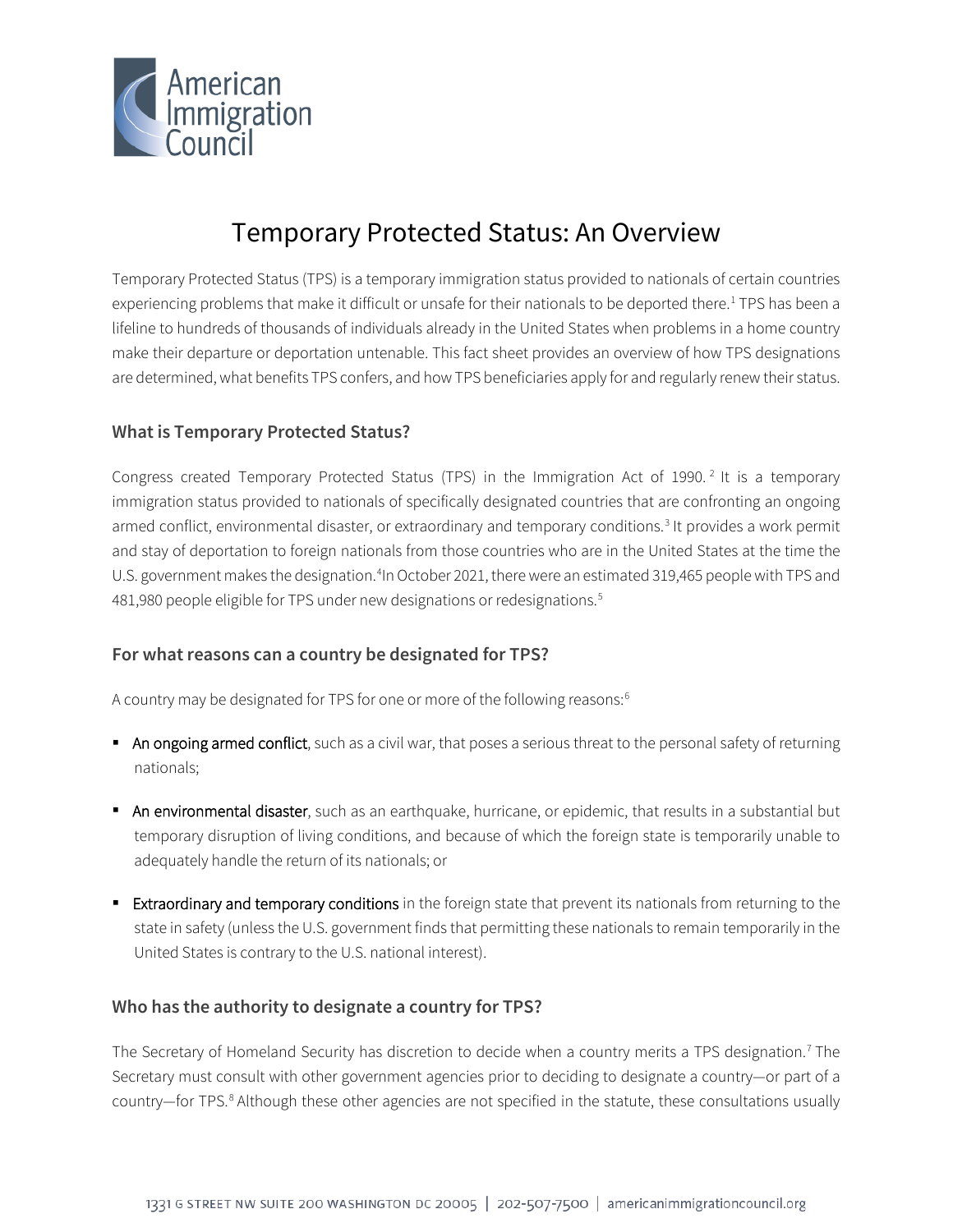# Temporary Protected Status: An Overview

Temporary Protected Status (TPS) is a temporary immigration status provided to nationals of certain countries experiencing problems that make it difficult or unsafe for their nationals to be deported there.[1] TPS has been a lifeline to hundreds of thousands of individuals already in the United States when problems in a home country make their departure or deportation untenable. This fact sheet provides an overview of how TPS designations are determined, what benefits TPS confers, and how TPS beneficiaries apply for and regularly renew their status.

## What is Temporary Protected Status?

Congress created Temporary Protected Status (TPS) in the Immigration Act of 1990.[2] It is a temporary immigration status provided to nationals of specifically designated countries that are confronting an ongoing armed conflict, environmental disaster, or extraordinary and temporary conditions.[3] It provides a work permit and stay of deportation to foreign nationals from those countries who are in the United States at the time the U.S. government makes the designation.[4] In October 2021, there were an estimated 319,465 people with TPS and 481,980 people eligible for TPS under new designations or redesignations.[5]

## For what reasons can a country be designated for TPS?

A country may be designated for TPS for one or more of the following reasons:[6]

- An ongoing armed conflict, such as a civil war, that poses a serious threat to the personal safety of returning nationals;
- An environmental disaster, such as an earthquake, hurricane, or epidemic, that results in a substantial but temporary disruption of living conditions, and because of which the foreign state is temporarily unable to adequately handle the return of its nationals; or
- Extraordinary and temporary conditions in the foreign state that prevent its nationals from returning to the state in safety (unless the U.S. government finds that permitting these nationals to remain temporarily in the United States is contrary to the U.S. national interest).

## Who has the authority to designate a country for TPS?

The Secretary of Homeland Security has discretion to decide when a country merits a TPS designation.[7] The Secretary must consult with other government agencies prior to deciding to designate a country—or part of a country—for TPS.[8] Although these other agencies are not specified in the statute, these consultations usually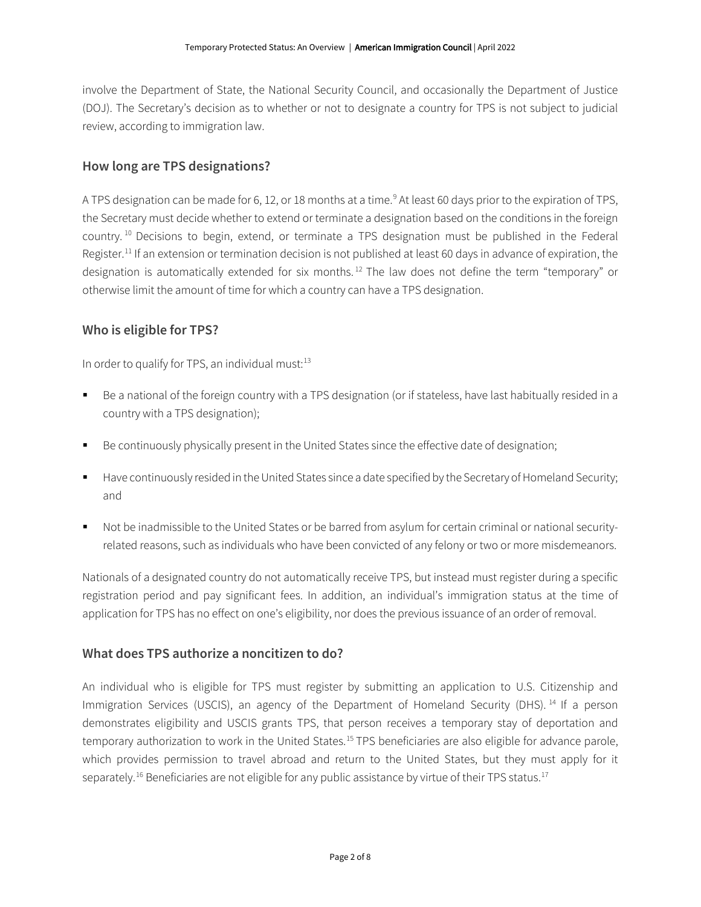involve the Department of State, the National Security Council, and occasionally the Department of Justice (DOJ). The Secretary's decision as to whether or not to designate a country for TPS is not subject to judicial review, according to immigration law.

## How long are TPS designations?

A TPS designation can be made for 6, 12, or 18 months at a time.[9] At least 60 days prior to the expiration of TPS, the Secretary must decide whether to extend or terminate a designation based on the conditions in the foreign country.[10] Decisions to begin, extend, or terminate a TPS designation must be published in the Federal Register.[11] If an extension or termination decision is not published at least 60 days in advance of expiration, the designation is automatically extended for six months.[12] The law does not define the term "temporary" or otherwise limit the amount of time for which a country can have a TPS designation.

## Who is eligible for TPS?

In order to qualify for TPS, an individual must:[13]

- Be a national of the foreign country with a TPS designation (or if stateless, have last habitually resided in a country with a TPS designation);
- Be continuously physically present in the United States since the effective date of designation;
- Have continuously resided in the United States since a date specified by the Secretary of Homeland Security; and
- Not be inadmissible to the United States or be barred from asylum for certain criminal or national security-related reasons, such as individuals who have been convicted of any felony or two or more misdemeanors.

Nationals of a designated country do not automatically receive TPS, but instead must register during a specific registration period and pay significant fees. In addition, an individual's immigration status at the time of application for TPS has no effect on one's eligibility, nor does the previous issuance of an order of removal.

## What does TPS authorize a noncitizen to do?

An individual who is eligible for TPS must register by submitting an application to U.S. Citizenship and Immigration Services (USCIS), an agency of the Department of Homeland Security (DHS).[14] If a person demonstrates eligibility and USCIS grants TPS, that person receives a temporary stay of deportation and temporary authorization to work in the United States.[15] TPS beneficiaries are also eligible for advance parole, which provides permission to travel abroad and return to the United States, but they must apply for it separately.[16] Beneficiaries are not eligible for any public assistance by virtue of their TPS status.[17]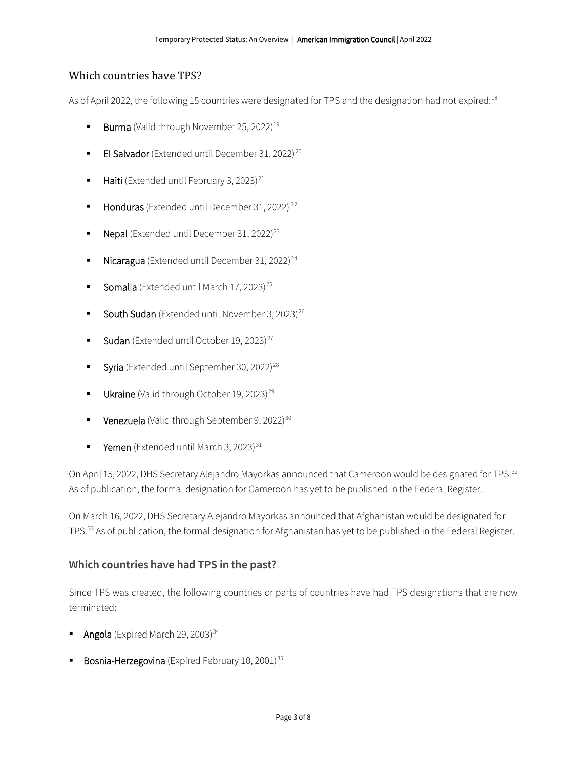## Which countries have TPS?

As of April 2022, the following 15 countries were designated for TPS and the designation had not expired:[18]

- Burma (Valid through November 25, 2022)[19]
- El Salvador (Extended until December 31, 2022)[20]
- Haiti (Extended until February 3, 2023)[21]
- Honduras (Extended until December 31, 2022)[22]
- Nepal (Extended until December 31, 2022)[23]
- Nicaragua (Extended until December 31, 2022)[24]
- Somalia (Extended until March 17, 2023)[25]
- South Sudan (Extended until November 3, 2023)[26]
- Sudan (Extended until October 19, 2023)[27]
- Syria (Extended until September 30, 2022)[28]
- Ukraine (Valid through October 19, 2023)[29]
- Venezuela (Valid through September 9, 2022)[30]
- Yemen (Extended until March 3, 2023)[31]

On April 15, 2022, DHS Secretary Alejandro Mayorkas announced that Cameroon would be designated for TPS.[32] As of publication, the formal designation for Cameroon has yet to be published in the Federal Register.

On March 16, 2022, DHS Secretary Alejandro Mayorkas announced that Afghanistan would be designated for TPS.[33] As of publication, the formal designation for Afghanistan has yet to be published in the Federal Register.

## Which countries have had TPS in the past?

Since TPS was created, the following countries or parts of countries have had TPS designations that are now terminated:

- Angola (Expired March 29, 2003)[34]
- Bosnia-Herzegovina (Expired February 10, 2001)[35]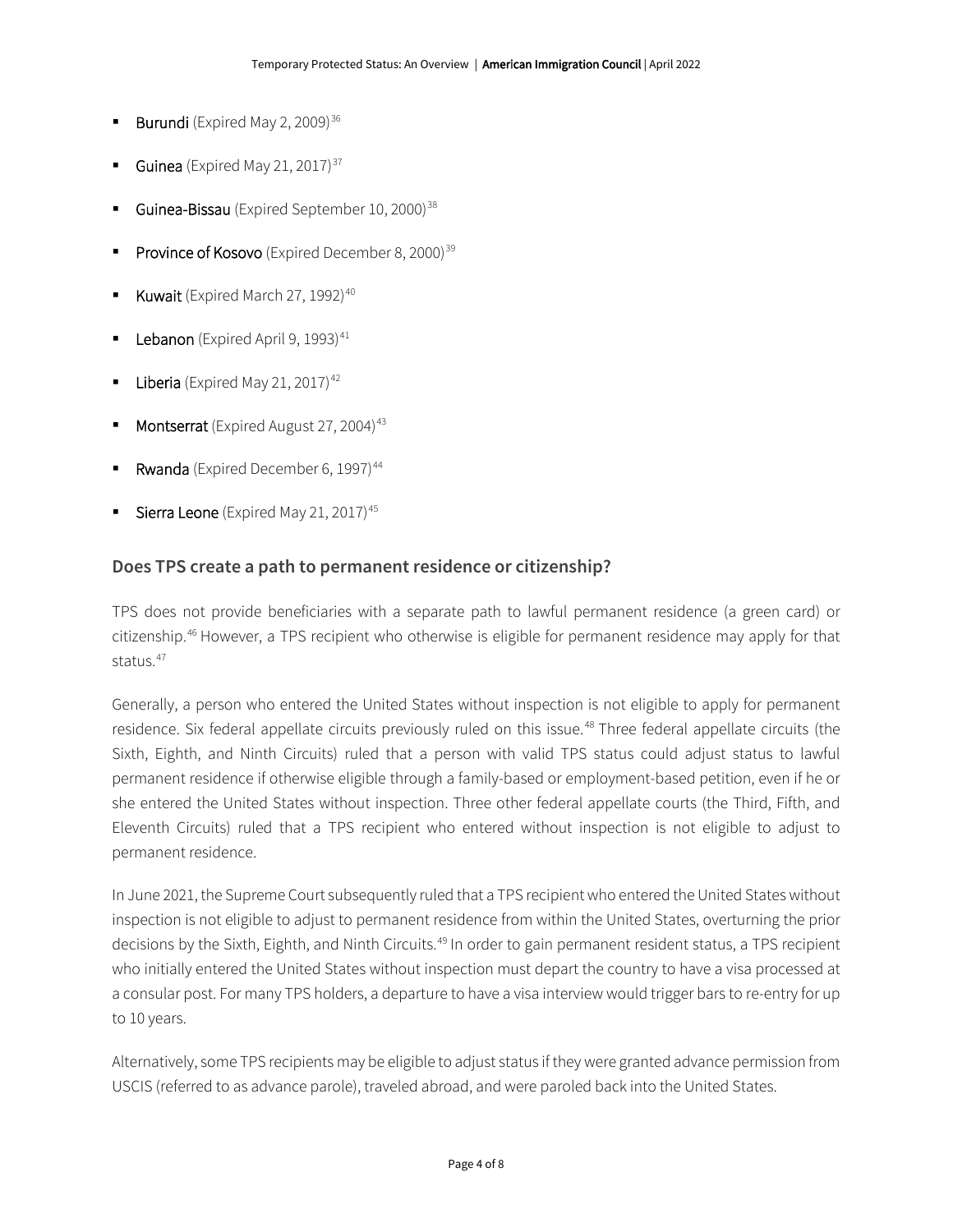- **Burundi** (Expired May 2, 2009)[36]
- **Guinea** (Expired May 21, 2017)[37]
- **Guinea-Bissau** (Expired September 10, 2000)[38]
- **Province of Kosovo** (Expired December 8, 2000)[39]
- **Kuwait** (Expired March 27, 1992)[40]
- **Lebanon** (Expired April 9, 1993)[41]
- **Liberia** (Expired May 21, 2017)[42]
- **Montserrat** (Expired August 27, 2004)[43]
- **Rwanda** (Expired December 6, 1997)[44]
- **Sierra Leone** (Expired May 21, 2017)[45]

## Does TPS create a path to permanent residence or citizenship?

TPS does not provide beneficiaries with a separate path to lawful permanent residence (a green card) or citizenship.[46] However, a TPS recipient who otherwise is eligible for permanent residence may apply for that status.[47]

Generally, a person who entered the United States without inspection is not eligible to apply for permanent residence. Six federal appellate circuits previously ruled on this issue.[48] Three federal appellate circuits (the Sixth, Eighth, and Ninth Circuits) ruled that a person with valid TPS status could adjust status to lawful permanent residence if otherwise eligible through a family-based or employment-based petition, even if he or she entered the United States without inspection. Three other federal appellate courts (the Third, Fifth, and Eleventh Circuits) ruled that a TPS recipient who entered without inspection is not eligible to adjust to permanent residence.

In June 2021, the Supreme Court subsequently ruled that a TPS recipient who entered the United States without inspection is not eligible to adjust to permanent residence from within the United States, overturning the prior decisions by the Sixth, Eighth, and Ninth Circuits.[49] In order to gain permanent resident status, a TPS recipient who initially entered the United States without inspection must depart the country to have a visa processed at a consular post. For many TPS holders, a departure to have a visa interview would trigger bars to re-entry for up to 10 years.

Alternatively, some TPS recipients may be eligible to adjust status if they were granted advance permission from USCIS (referred to as advance parole), traveled abroad, and were paroled back into the United States.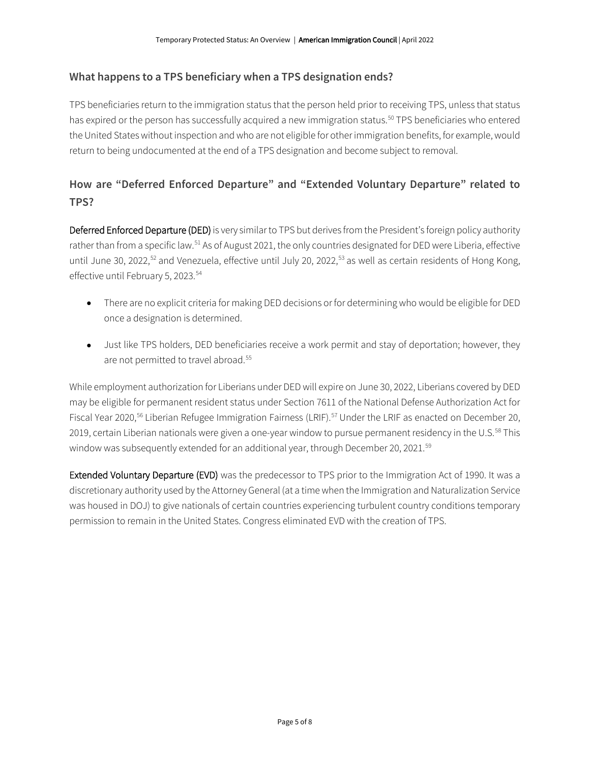### What happens to a TPS beneficiary when a TPS designation ends?

TPS beneficiaries return to the immigration status that the person held prior to receiving TPS, unless that status has expired or the person has successfully acquired a new immigration status.[50] TPS beneficiaries who entered the United States without inspection and who are not eligible for other immigration benefits, for example, would return to being undocumented at the end of a TPS designation and become subject to removal.

### How are "Deferred Enforced Departure" and "Extended Voluntary Departure" related to TPS?

Deferred Enforced Departure (DED) is very similar to TPS but derives from the President's foreign policy authority rather than from a specific law.[51] As of August 2021, the only countries designated for DED were Liberia, effective until June 30, 2022,[52] and Venezuela, effective until July 20, 2022,[53] as well as certain residents of Hong Kong, effective until February 5, 2023.[54]

- There are no explicit criteria for making DED decisions or for determining who would be eligible for DED once a designation is determined.
- Just like TPS holders, DED beneficiaries receive a work permit and stay of deportation; however, they are not permitted to travel abroad.[55]

While employment authorization for Liberians under DED will expire on June 30, 2022, Liberians covered by DED may be eligible for permanent resident status under Section 7611 of the National Defense Authorization Act for Fiscal Year 2020,[56] Liberian Refugee Immigration Fairness (LRIF).[57] Under the LRIF as enacted on December 20, 2019, certain Liberian nationals were given a one-year window to pursue permanent residency in the U.S.[58] This window was subsequently extended for an additional year, through December 20, 2021.[59]

Extended Voluntary Departure (EVD) was the predecessor to TPS prior to the Immigration Act of 1990. It was a discretionary authority used by the Attorney General (at a time when the Immigration and Naturalization Service was housed in DOJ) to give nationals of certain countries experiencing turbulent country conditions temporary permission to remain in the United States. Congress eliminated EVD with the creation of TPS.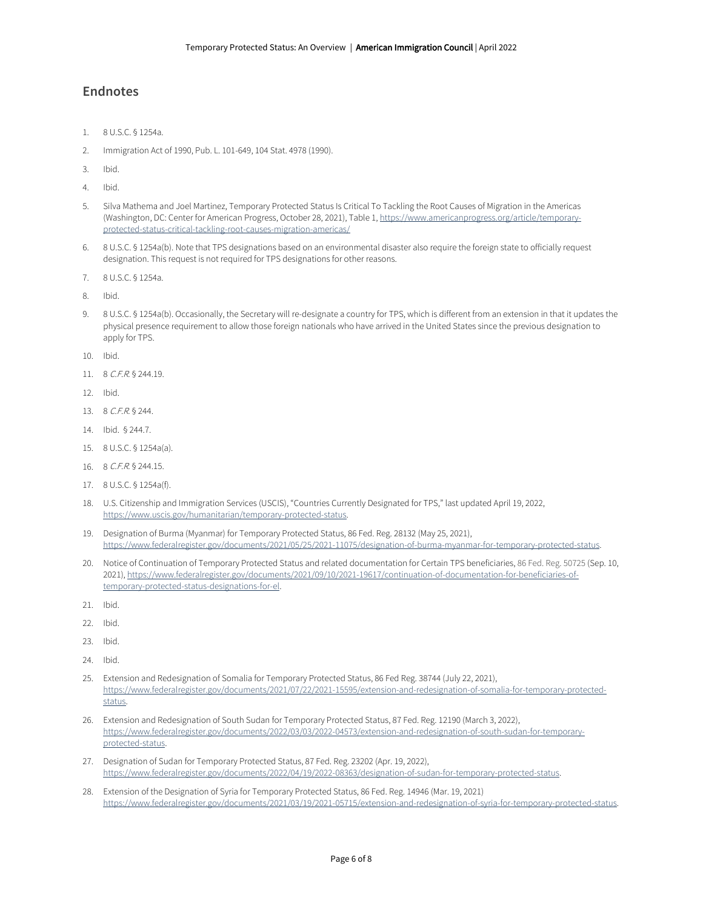## Endnotes

1. 8 U.S.C. § 1254a.
2. Immigration Act of 1990, Pub. L. 101-649, 104 Stat. 4978 (1990).
3. Ibid.
4. Ibid.
5. Silva Mathema and Joel Martinez, Temporary Protected Status Is Critical To Tackling the Root Causes of Migration in the Americas (Washington, DC: Center for American Progress, October 28, 2021), Table 1, https://www.americanprogress.org/article/temporary-protected-status-critical-tackling-root-causes-migration-americas/
6. 8 U.S.C. § 1254a(b). Note that TPS designations based on an environmental disaster also require the foreign state to officially request designation. This request is not required for TPS designations for other reasons.
7. 8 U.S.C. § 1254a.
8. Ibid.
9. 8 U.S.C. § 1254a(b). Occasionally, the Secretary will re-designate a country for TPS, which is different from an extension in that it updates the physical presence requirement to allow those foreign nationals who have arrived in the United States since the previous designation to apply for TPS.
10. Ibid.
11. 8 *C.F.R.* § 244.19.
12. Ibid.
13. 8 *C.F.R.* § 244.
14. Ibid. § 244.7.
15. 8 U.S.C. § 1254a(a).
16. 8 *C.F.R.* § 244.15.
17. 8 U.S.C. § 1254a(f).
18. U.S. Citizenship and Immigration Services (USCIS), "Countries Currently Designated for TPS," last updated April 19, 2022, https://www.uscis.gov/humanitarian/temporary-protected-status.
19. Designation of Burma (Myanmar) for Temporary Protected Status, 86 Fed. Reg. 28132 (May 25, 2021), https://www.federalregister.gov/documents/2021/05/25/2021-11075/designation-of-burma-myanmar-for-temporary-protected-status.
20. Notice of Continuation of Temporary Protected Status and related documentation for Certain TPS beneficiaries, 86 Fed. Reg. 50725 (Sep. 10, 2021), https://www.federalregister.gov/documents/2021/09/10/2021-19617/continuation-of-documentation-for-beneficiaries-of-temporary-protected-status-designations-for-el.
21. Ibid.
22. Ibid.
23. Ibid.
24. Ibid.
25. Extension and Redesignation of Somalia for Temporary Protected Status, 86 Fed Reg. 38744 (July 22, 2021), https://www.federalregister.gov/documents/2021/07/22/2021-15595/extension-and-redesignation-of-somalia-for-temporary-protected-status.
26. Extension and Redesignation of South Sudan for Temporary Protected Status, 87 Fed. Reg. 12190 (March 3, 2022), https://www.federalregister.gov/documents/2022/03/03/2022-04573/extension-and-redesignation-of-south-sudan-for-temporary-protected-status.
27. Designation of Sudan for Temporary Protected Status, 87 Fed. Reg. 23202 (Apr. 19, 2022), https://www.federalregister.gov/documents/2022/04/19/2022-08363/designation-of-sudan-for-temporary-protected-status.
28. Extension of the Designation of Syria for Temporary Protected Status, 86 Fed. Reg. 14946 (Mar. 19, 2021) https://www.federalregister.gov/documents/2021/03/19/2021-05715/extension-and-redesignation-of-syria-for-temporary-protected-status.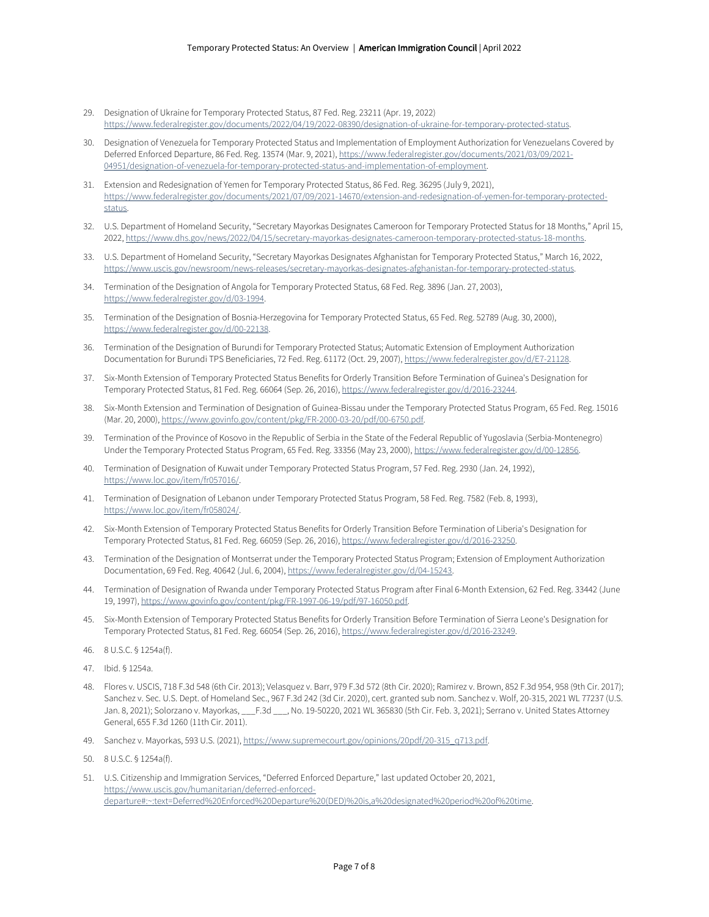29. Designation of Ukraine for Temporary Protected Status, 87 Fed. Reg. 23211 (Apr. 19, 2022) https://www.federalregister.gov/documents/2022/04/19/2022-08390/designation-of-ukraine-for-temporary-protected-status.

30. Designation of Venezuela for Temporary Protected Status and Implementation of Employment Authorization for Venezuelans Covered by Deferred Enforced Departure, 86 Fed. Reg. 13574 (Mar. 9, 2021), https://www.federalregister.gov/documents/2021/03/09/2021-04951/designation-of-venezuela-for-temporary-protected-status-and-implementation-of-employment.

31. Extension and Redesignation of Yemen for Temporary Protected Status, 86 Fed. Reg. 36295 (July 9, 2021), https://www.federalregister.gov/documents/2021/07/09/2021-14670/extension-and-redesignation-of-yemen-for-temporary-protected-status.

32. U.S. Department of Homeland Security, "Secretary Mayorkas Designates Cameroon for Temporary Protected Status for 18 Months," April 15, 2022, https://www.dhs.gov/news/2022/04/15/secretary-mayorkas-designates-cameroon-temporary-protected-status-18-months.

33. U.S. Department of Homeland Security, "Secretary Mayorkas Designates Afghanistan for Temporary Protected Status," March 16, 2022, https://www.uscis.gov/newsroom/news-releases/secretary-mayorkas-designates-afghanistan-for-temporary-protected-status.

34. Termination of the Designation of Angola for Temporary Protected Status, 68 Fed. Reg. 3896 (Jan. 27, 2003), https://www.federalregister.gov/d/03-1994.

35. Termination of the Designation of Bosnia-Herzegovina for Temporary Protected Status, 65 Fed. Reg. 52789 (Aug. 30, 2000), https://www.federalregister.gov/d/00-22138.

36. Termination of the Designation of Burundi for Temporary Protected Status; Automatic Extension of Employment Authorization Documentation for Burundi TPS Beneficiaries, 72 Fed. Reg. 61172 (Oct. 29, 2007), https://www.federalregister.gov/d/E7-21128.

37. Six-Month Extension of Temporary Protected Status Benefits for Orderly Transition Before Termination of Guinea's Designation for Temporary Protected Status, 81 Fed. Reg. 66064 (Sep. 26, 2016), https://www.federalregister.gov/d/2016-23244.

38. Six-Month Extension and Termination of Designation of Guinea-Bissau under the Temporary Protected Status Program, 65 Fed. Reg. 15016 (Mar. 20, 2000), https://www.govinfo.gov/content/pkg/FR-2000-03-20/pdf/00-6750.pdf.

39. Termination of the Province of Kosovo in the Republic of Serbia in the State of the Federal Republic of Yugoslavia (Serbia-Montenegro) Under the Temporary Protected Status Program, 65 Fed. Reg. 33356 (May 23, 2000), https://www.federalregister.gov/d/00-12856.

40. Termination of Designation of Kuwait under Temporary Protected Status Program, 57 Fed. Reg. 2930 (Jan. 24, 1992), https://www.loc.gov/item/fr057016/.

41. Termination of Designation of Lebanon under Temporary Protected Status Program, 58 Fed. Reg. 7582 (Feb. 8, 1993), https://www.loc.gov/item/fr058024/.

42. Six-Month Extension of Temporary Protected Status Benefits for Orderly Transition Before Termination of Liberia's Designation for Temporary Protected Status, 81 Fed. Reg. 66059 (Sep. 26, 2016), https://www.federalregister.gov/d/2016-23250.

43. Termination of the Designation of Montserrat under the Temporary Protected Status Program; Extension of Employment Authorization Documentation, 69 Fed. Reg. 40642 (Jul. 6, 2004), https://www.federalregister.gov/d/04-15243.

44. Termination of Designation of Rwanda under Temporary Protected Status Program after Final 6-Month Extension, 62 Fed. Reg. 33442 (June 19, 1997), https://www.govinfo.gov/content/pkg/FR-1997-06-19/pdf/97-16050.pdf.

45. Six-Month Extension of Temporary Protected Status Benefits for Orderly Transition Before Termination of Sierra Leone's Designation for Temporary Protected Status, 81 Fed. Reg. 66054 (Sep. 26, 2016), https://www.federalregister.gov/d/2016-23249.

46. 8 U.S.C. § 1254a(f).

47. Ibid. § 1254a.

48. Flores v. USCIS, 718 F.3d 548 (6th Cir. 2013); Velasquez v. Barr, 979 F.3d 572 (8th Cir. 2020); Ramirez v. Brown, 852 F.3d 954, 958 (9th Cir. 2017); Sanchez v. Sec. U.S. Dept. of Homeland Sec., 967 F.3d 242 (3d Cir. 2020), cert. granted sub nom. Sanchez v. Wolf, 20-315, 2021 WL 77237 (U.S. Jan. 8, 2021); Solorzano v. Mayorkas, ___F.3d ___, No. 19-50220, 2021 WL 365830 (5th Cir. Feb. 3, 2021); Serrano v. United States Attorney General, 655 F.3d 1260 (11th Cir. 2011).

49. Sanchez v. Mayorkas, 593 U.S. (2021), https://www.supremecourt.gov/opinions/20pdf/20-315_q713.pdf.

50. 8 U.S.C. § 1254a(f).

51. U.S. Citizenship and Immigration Services, "Deferred Enforced Departure," last updated October 20, 2021, https://www.uscis.gov/humanitarian/deferred-enforced-departure#:~:text=Deferred%20Enforced%20Departure%20(DED)%20is,a%20designated%20period%20of%20time.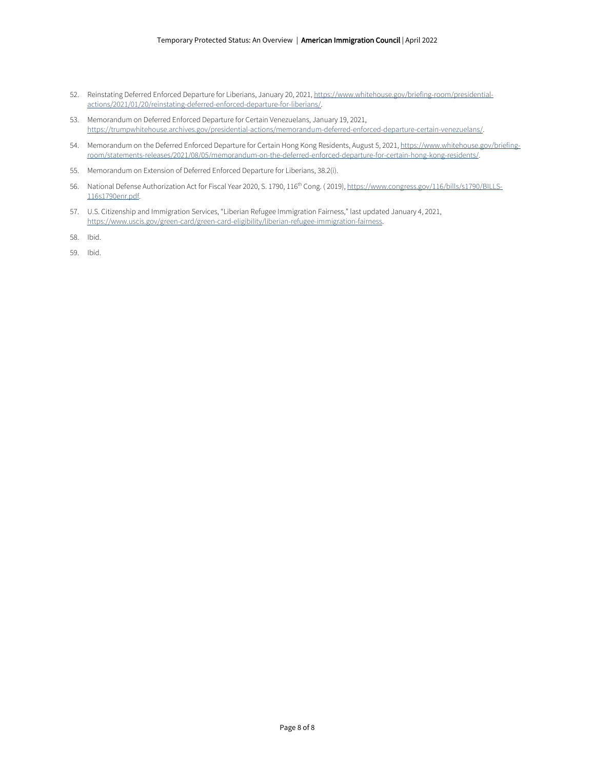52. Reinstating Deferred Enforced Departure for Liberians, January 20, 2021, https://www.whitehouse.gov/briefing-room/presidential-actions/2021/01/20/reinstating-deferred-enforced-departure-for-liberians/.

53. Memorandum on Deferred Enforced Departure for Certain Venezuelans, January 19, 2021, https://trumpwhitehouse.archives.gov/presidential-actions/memorandum-deferred-enforced-departure-certain-venezuelans/.

54. Memorandum on the Deferred Enforced Departure for Certain Hong Kong Residents, August 5, 2021, https://www.whitehouse.gov/briefing-room/statements-releases/2021/08/05/memorandum-on-the-deferred-enforced-departure-for-certain-hong-kong-residents/.

55. Memorandum on Extension of Deferred Enforced Departure for Liberians, 38.2(i).

56. National Defense Authorization Act for Fiscal Year 2020, S. 1790, 116th Cong. ( 2019), https://www.congress.gov/116/bills/s1790/BILLS-116s1790enr.pdf.

57. U.S. Citizenship and Immigration Services, "Liberian Refugee Immigration Fairness," last updated January 4, 2021, https://www.uscis.gov/green-card/green-card-eligibility/liberian-refugee-immigration-fairness.

58. Ibid.

59. Ibid.